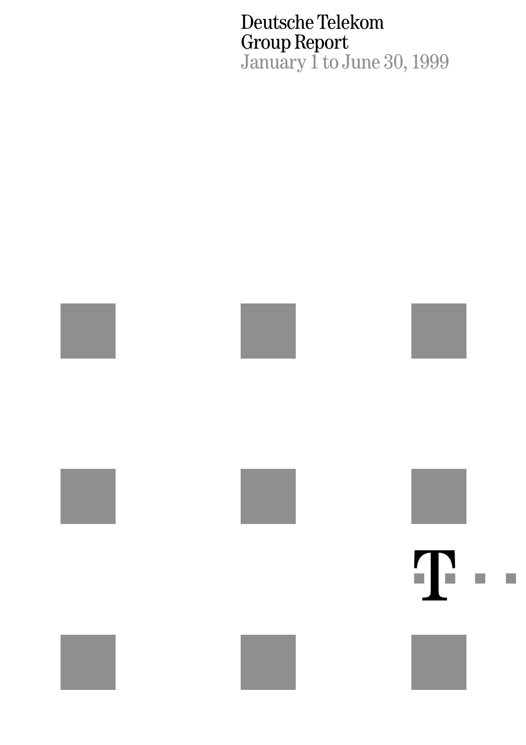# Deutsche Telekom
# Group Report
## January 1 to June 30, 1999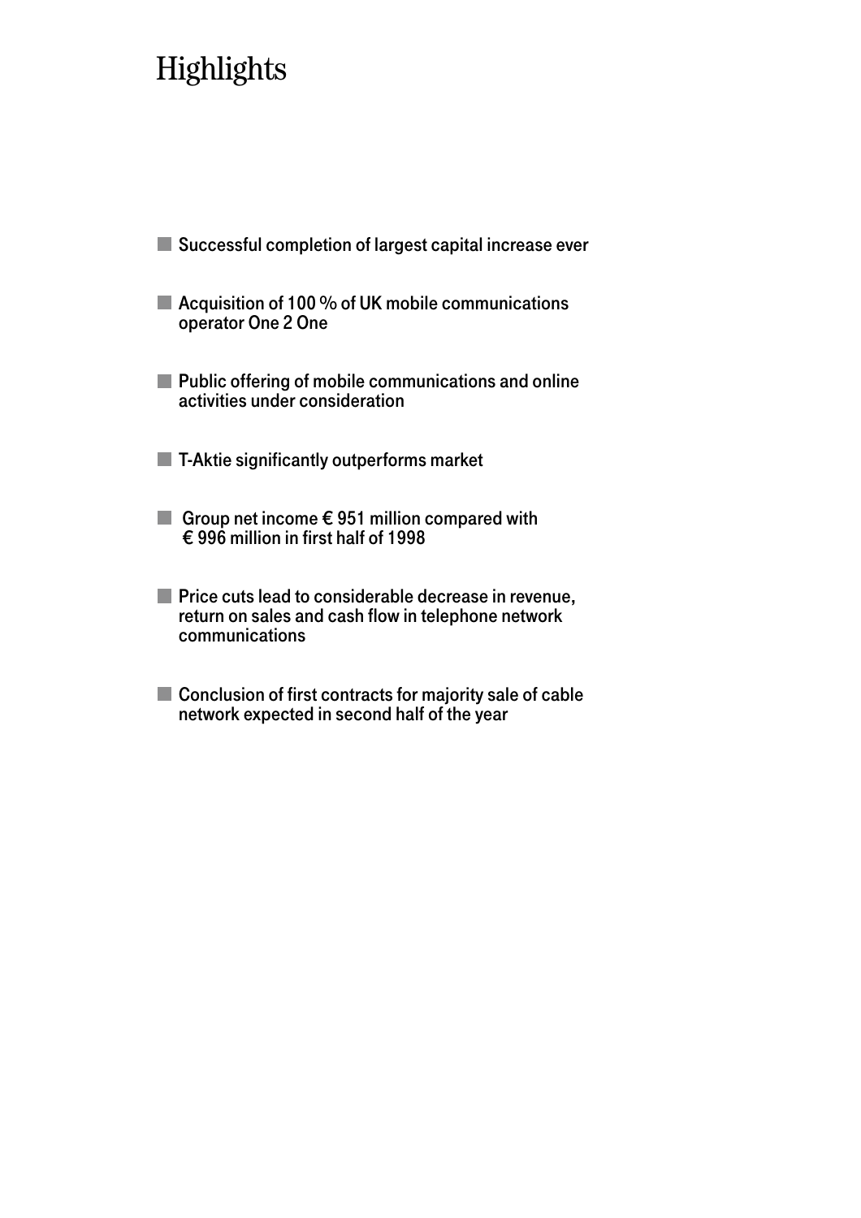# Highlights

- Successful completion of largest capital increase ever
- Acquisition of 100 % of UK mobile communications operator One 2 One
- Public offering of mobile communications and online activities under consideration
- T-Aktie significantly outperforms market
- Group net income € 951 million compared with € 996 million in first half of 1998
- Price cuts lead to considerable decrease in revenue, return on sales and cash flow in telephone network communications
- Conclusion of first contracts for majority sale of cable network expected in second half of the year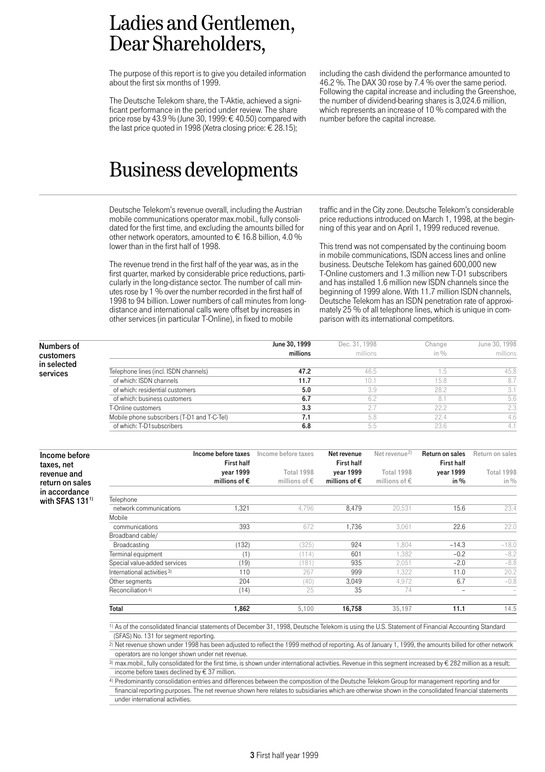# Ladies and Gentlemen, Dear Shareholders,

The purpose of this report is to give you detailed information about the first six months of 1999.

The Deutsche Telekom share, the T-Aktie, achieved a significant performance in the period under review. The share price rose by 43.9 % (June 30, 1999: € 40.50) compared with the last price quoted in 1998 (Xetra closing price: € 28.15); including the cash dividend the performance amounted to 46.2 %. The DAX 30 rose by 7.4 % over the same period. Following the capital increase and including the Greenshoe, the number of dividend-bearing shares is 3,024.6 million, which represents an increase of 10 % compared with the number before the capital increase.

# Business developments

Deutsche Telekom's revenue overall, including the Austrian mobile communications operator max.mobil., fully consolidated for the first time, and excluding the amounts billed for other network operators, amounted to € 16.8 billion, 4.0 % lower than in the first half of 1998.

The revenue trend in the first half of the year was, as in the first quarter, marked by considerable price reductions, particularly in the long-distance sector. The number of call minutes rose by 1 % over the number recorded in the first half of 1998 to 94 billion. Lower numbers of call minutes from long-distance and international calls were offset by increases in other services (in particular T-Online), in fixed to mobile traffic and in the City zone. Deutsche Telekom's considerable price reductions introduced on March 1, 1998, at the beginning of this year and on April 1, 1999 reduced revenue.

This trend was not compensated by the continuing boom in mobile communications, ISDN access lines and online business. Deutsche Telekom has gained 600,000 new T-Online customers and 1.3 million new T-D1 subscribers and has installed 1.6 million new ISDN channels since the beginning of 1999 alone. With 11.7 million ISDN channels, Deutsche Telekom has an ISDN penetration rate of approximately 25 % of all telephone lines, which is unique in comparison with its international competitors.

**Numbers of customers in selected services**

| | June 30, 1999 millions | Dec. 31, 1998 millions | Change in % | June 30, 1998 millions |
|---|---|---|---|---|
| Telephone lines (incl. ISDN channels) | **47.2** | 46.5 | 1.5 | 45.8 |
| of which: ISDN channels | **11.7** | 10.1 | 15.8 | 8.7 |
| of which: residential customers | **5.0** | 3.9 | 28.2 | 3.1 |
| of which: business customers | **6.7** | 6.2 | 8.1 | 5.6 |
| T-Online customers | **3.3** | 2.7 | 22.2 | 2.3 |
| Mobile phone subscribers (T-D1 and T-C-Tel) | **7.1** | 5.8 | 22.4 | 4.6 |
| of which: T-D1subscribers | **6.8** | 5.5 | 23.6 | 4.1 |

**Income before taxes, net revenue and return on sales in accordance with SFAS 131[1)]**

| | Income before taxes First half year 1999 millions of € | Income before taxes Total 1998 millions of € | Net revenue First half year 1999 millions of € | Net revenue[2)] Total 1998 millions of € | Return on sales First half year 1999 in % | Return on sales Total 1998 in % |
|---|---|---|---|---|---|---|
| Telephone network communications | 1,321 | 4,796 | 8,479 | 20,531 | 15.6 | 23.4 |
| Mobile communications | 393 | 672 | 1,736 | 3,061 | 22.6 | 22.0 |
| Broadband cable/ Broadcasting | (132) | (325) | 924 | 1,804 | –14.3 | –18.0 |
| Terminal equipment | (1) | (114) | 601 | 1,382 | –0.2 | –8.2 |
| Special value-added services | (19) | (181) | 935 | 2,051 | –2.0 | –8.8 |
| International activities[3)] | 110 | 267 | 999 | 1,322 | 11.0 | 20.2 |
| Other segments | 204 | (40) | 3,049 | 4,972 | 6.7 | –0.8 |
| Reconciliation[4)] | (14) | 25 | 35 | 74 | – | – |
| **Total** | **1,862** | 5,100 | **16,758** | 35,197 | **11.1** | 14.5 |

1) As of the consolidated financial statements of December 31, 1998, Deutsche Telekom is using the U.S. Statement of Financial Accounting Standard (SFAS) No. 131 for segment reporting.

2) Net revenue shown under 1998 has been adjusted to reflect the 1999 method of reporting. As of January 1, 1999, the amounts billed for other network operators are no longer shown under net revenue.

3) max.mobil., fully consolidated for the first time, is shown under international activities. Revenue in this segment increased by € 282 million as a result; income before taxes declined by € 37 million.

4) Predominantly consolidation entries and differences between the composition of the Deutsche Telekom Group for management reporting and for financial reporting purposes. The net revenue shown here relates to subsidiaries which are otherwise shown in the consolidated financial statements under international activities.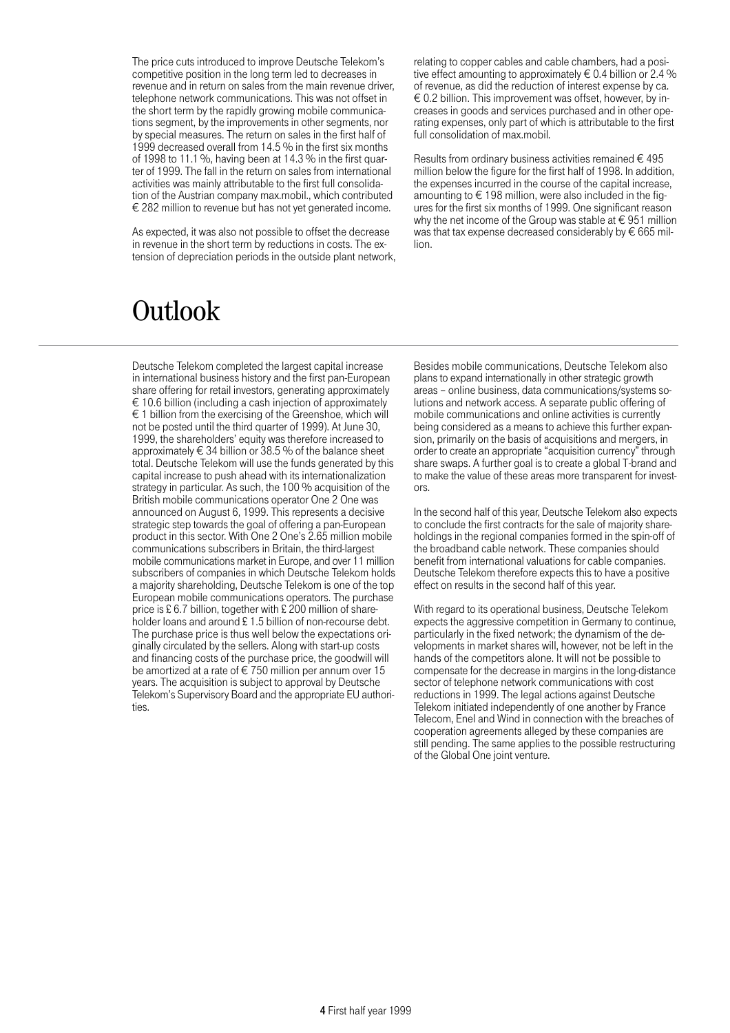The price cuts introduced to improve Deutsche Telekom's competitive position in the long term led to decreases in revenue and in return on sales from the main revenue driver, telephone network communications. This was not offset in the short term by the rapidly growing mobile communications segment, by the improvements in other segments, nor by special measures. The return on sales in the first half of 1999 decreased overall from 14.5 % in the first six months of 1998 to 11.1 %, having been at 14.3 % in the first quarter of 1999. The fall in the return on sales from international activities was mainly attributable to the first full consolidation of the Austrian company max.mobil., which contributed € 282 million to revenue but has not yet generated income.

As expected, it was also not possible to offset the decrease in revenue in the short term by reductions in costs. The extension of depreciation periods in the outside plant network, relating to copper cables and cable chambers, had a positive effect amounting to approximately € 0.4 billion or 2.4 % of revenue, as did the reduction of interest expense by ca. € 0.2 billion. This improvement was offset, however, by increases in goods and services purchased and in other operating expenses, only part of which is attributable to the first full consolidation of max.mobil.

Results from ordinary business activities remained € 495 million below the figure for the first half of 1998. In addition, the expenses incurred in the course of the capital increase, amounting to € 198 million, were also included in the figures for the first six months of 1999. One significant reason why the net income of the Group was stable at € 951 million was that tax expense decreased considerably by € 665 million.

# Outlook

Deutsche Telekom completed the largest capital increase in international business history and the first pan-European share offering for retail investors, generating approximately € 10.6 billion (including a cash injection of approximately € 1 billion from the exercising of the Greenshoe, which will not be posted until the third quarter of 1999). At June 30, 1999, the shareholders' equity was therefore increased to approximately € 34 billion or 38.5 % of the balance sheet total. Deutsche Telekom will use the funds generated by this capital increase to push ahead with its internationalization strategy in particular. As such, the 100 % acquisition of the British mobile communications operator One 2 One was announced on August 6, 1999. This represents a decisive strategic step towards the goal of offering a pan-European product in this sector. With One 2 One's 2.65 million mobile communications subscribers in Britain, the third-largest mobile communications market in Europe, and over 11 million subscribers of companies in which Deutsche Telekom holds a majority shareholding, Deutsche Telekom is one of the top European mobile communications operators. The purchase price is £ 6.7 billion, together with £ 200 million of shareholder loans and around £ 1.5 billion of non-recourse debt. The purchase price is thus well below the expectations originally circulated by the sellers. Along with start-up costs and financing costs of the purchase price, the goodwill will be amortized at a rate of € 750 million per annum over 15 years. The acquisition is subject to approval by Deutsche Telekom's Supervisory Board and the appropriate EU authorities.

Besides mobile communications, Deutsche Telekom also plans to expand internationally in other strategic growth areas – online business, data communications/systems solutions and network access. A separate public offering of mobile communications and online activities is currently being considered as a means to achieve this further expansion, primarily on the basis of acquisitions and mergers, in order to create an appropriate "acquisition currency" through share swaps. A further goal is to create a global T-brand and to make the value of these areas more transparent for investors.

In the second half of this year, Deutsche Telekom also expects to conclude the first contracts for the sale of majority shareholdings in the regional companies formed in the spin-off of the broadband cable network. These companies should benefit from international valuations for cable companies. Deutsche Telekom therefore expects this to have a positive effect on results in the second half of this year.

With regard to its operational business, Deutsche Telekom expects the aggressive competition in Germany to continue, particularly in the fixed network; the dynamism of the developments in market shares will, however, not be left in the hands of the competitors alone. It will not be possible to compensate for the decrease in margins in the long-distance sector of telephone network communications with cost reductions in 1999. The legal actions against Deutsche Telekom initiated independently of one another by France Telecom, Enel and Wind in connection with the breaches of cooperation agreements alleged by these companies are still pending. The same applies to the possible restructuring of the Global One joint venture.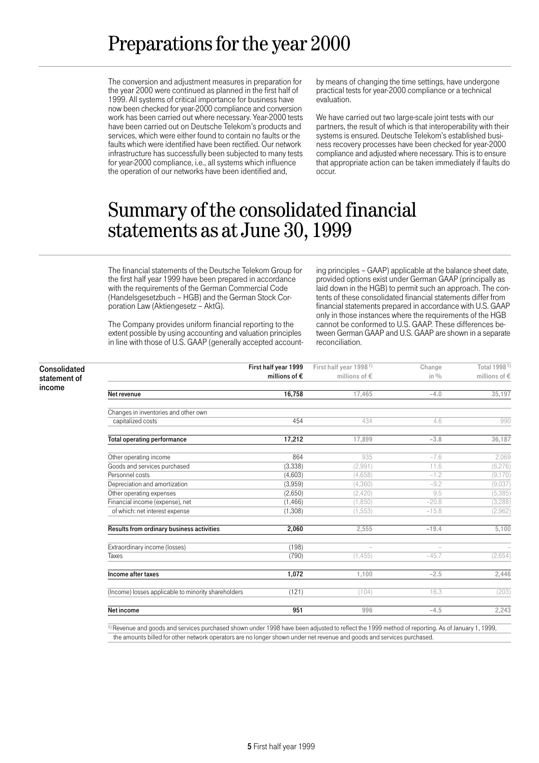# Preparations for the year 2000

The conversion and adjustment measures in preparation for the year 2000 were continued as planned in the first half of 1999. All systems of critical importance for business have now been checked for year-2000 compliance and conversion work has been carried out where necessary. Year-2000 tests have been carried out on Deutsche Telekom's products and services, which were either found to contain no faults or the faults which were identified have been rectified. Our network infrastructure has successfully been subjected to many tests for year-2000 compliance, i.e., all systems which influence the operation of our networks have been identified and, by means of changing the time settings, have undergone practical tests for year-2000 compliance or a technical evaluation.

We have carried out two large-scale joint tests with our partners, the result of which is that interoperability with their systems is ensured. Deutsche Telekom's established business recovery processes have been checked for year-2000 compliance and adjusted where necessary. This is to ensure that appropriate action can be taken immediately if faults do occur.

# Summary of the consolidated financial statements as at June 30, 1999

The financial statements of the Deutsche Telekom Group for the first half year 1999 have been prepared in accordance with the requirements of the German Commercial Code (Handelsgesetzbuch – HGB) and the German Stock Corporation Law (Aktiengesetz – AktG).

The Company provides uniform financial reporting to the extent possible by using accounting and valuation principles in line with those of U.S. GAAP (generally accepted accounting principles – GAAP) applicable at the balance sheet date, provided options exist under German GAAP (principally as laid down in the HGB) to permit such an approach. The contents of these consolidated financial statements differ from financial statements prepared in accordance with U.S. GAAP only in those instances where the requirements of the HGB cannot be conformed to U.S. GAAP. These differences between German GAAP and U.S. GAAP are shown in a separate reconciliation.

**Consolidated statement of income**

| | First half year 1999 millions of € | First half year 1998[1] millions of € | Change in % | Total 1998[1] millions of € |
|---|---|---|---|---|
| **Net revenue** | **16,758** | 17,465 | −4.0 | 35,197 |
| Changes in inventories and other own capitalized costs | 454 | 434 | 4.6 | 990 |
| **Total operating performance** | **17,212** | 17,899 | −3.8 | 36,187 |
| Other operating income | 864 | 935 | −7.6 | 2,069 |
| Goods and services purchased | (3,338) | (2,991) | 11.6 | (6,276) |
| Personnel costs | (4,603) | (4,658) | −1.2 | (9,170) |
| Depreciation and amortization | (3,959) | (4,360) | −9.2 | (9,037) |
| Other operating expenses | (2,650) | (2,420) | 9.5 | (5,385) |
| Financial income (expense), net | (1,466) | (1,850) | −20.8 | (3,288) |
| of which: net interest expense | (1,308) | (1,553) | −15.8 | (2,962) |
| **Results from ordinary business activities** | **2,060** | 2,555 | −19.4 | 5,100 |
| Extraordinary income (losses) | (198) | – | – | – |
| Taxes | (790) | (1,455) | −45.7 | (2,654) |
| **Income after taxes** | **1,072** | 1,100 | −2.5 | 2,446 |
| (Income) losses applicable to minority shareholders | (121) | (104) | 16.3 | (203) |
| **Net income** | **951** | 996 | −4.5 | 2,243 |

[1] Revenue and goods and services purchased shown under 1998 have been adjusted to reflect the 1999 method of reporting. As of January 1, 1999, the amounts billed for other network operators are no longer shown under net revenue and goods and services purchased.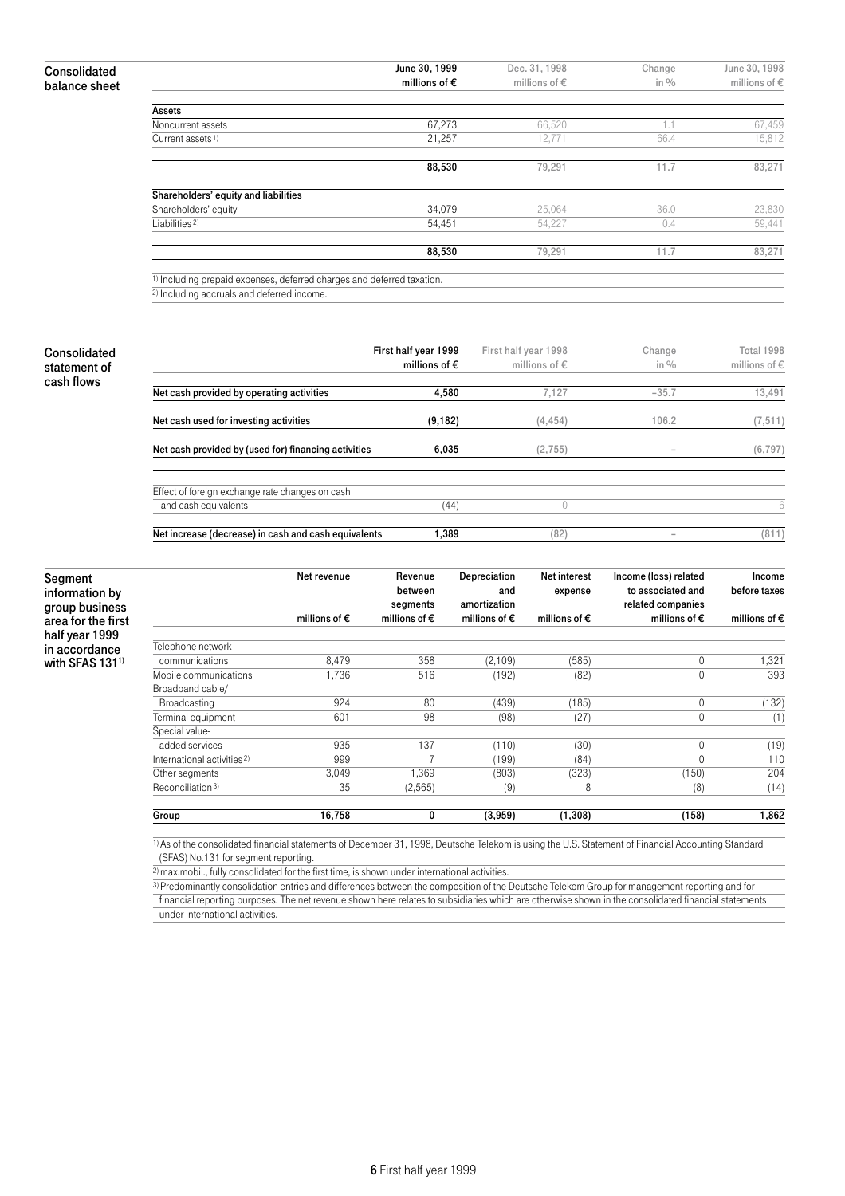## Consolidated balance sheet

| | June 30, 1999 millions of € | Dec. 31, 1998 millions of € | Change in % | June 30, 1998 millions of € |
|---|---|---|---|---|
| **Assets** | | | | |
| Noncurrent assets | 67,273 | 66,520 | 1.1 | 67,459 |
| Current assets[1] | 21,257 | 12,771 | 66.4 | 15,812 |
| | **88,530** | 79,291 | 11.7 | 83,271 |
| **Shareholders' equity and liabilities** | | | | |
| Shareholders' equity | 34,079 | 25,064 | 36.0 | 23,830 |
| Liabilities[2] | 54,451 | 54,227 | 0.4 | 59,441 |
| | **88,530** | 79,291 | 11.7 | 83,271 |

[1] Including prepaid expenses, deferred charges and deferred taxation.

[2] Including accruals and deferred income.

## Consolidated statement of cash flows

| | First half year 1999 millions of € | First half year 1998 millions of € | Change in % | Total 1998 millions of € |
|---|---|---|---|---|
| **Net cash provided by operating activities** | **4,580** | 7,127 | –35.7 | 13,491 |
| **Net cash used for investing activities** | **(9,182)** | (4,454) | 106.2 | (7,511) |
| **Net cash provided by (used for) financing activities** | **6,035** | (2,755) | – | (6,797) |
| Effect of foreign exchange rate changes on cash and cash equivalents | (44) | 0 | – | 6 |
| **Net increase (decrease) in cash and cash equivalents** | **1,389** | (82) | – | (811) |

## Segment information by group business area for the first half year 1999 in accordance with SFAS 131[1]

| | Net revenue millions of € | Revenue between segments millions of € | Depreciation and amortization millions of € | Net interest expense millions of € | Income (loss) related to associated and related companies millions of € | Income before taxes millions of € |
|---|---|---|---|---|---|---|
| Telephone network communications | 8,479 | 358 | (2,109) | (585) | 0 | 1,321 |
| Mobile communications | 1,736 | 516 | (192) | (82) | 0 | 393 |
| Broadband cable/ Broadcasting | 924 | 80 | (439) | (185) | 0 | (132) |
| Terminal equipment | 601 | 98 | (98) | (27) | 0 | (1) |
| Special value-added services | 935 | 137 | (110) | (30) | 0 | (19) |
| International activities[2] | 999 | 7 | (199) | (84) | 0 | 110 |
| Other segments | 3,049 | 1,369 | (803) | (323) | (150) | 204 |
| Reconciliation[3] | 35 | (2,565) | (9) | 8 | (8) | (14) |
| **Group** | **16,758** | **0** | **(3,959)** | **(1,308)** | **(158)** | **1,862** |

[1] As of the consolidated financial statements of December 31, 1998, Deutsche Telekom is using the U.S. Statement of Financial Accounting Standard (SFAS) No.131 for segment reporting.

[2] max.mobil., fully consolidated for the first time, is shown under international activities.

[3] Predominantly consolidation entries and differences between the composition of the Deutsche Telekom Group for management reporting and for financial reporting purposes. The net revenue shown here relates to subsidiaries which are otherwise shown in the consolidated financial statements under international activities.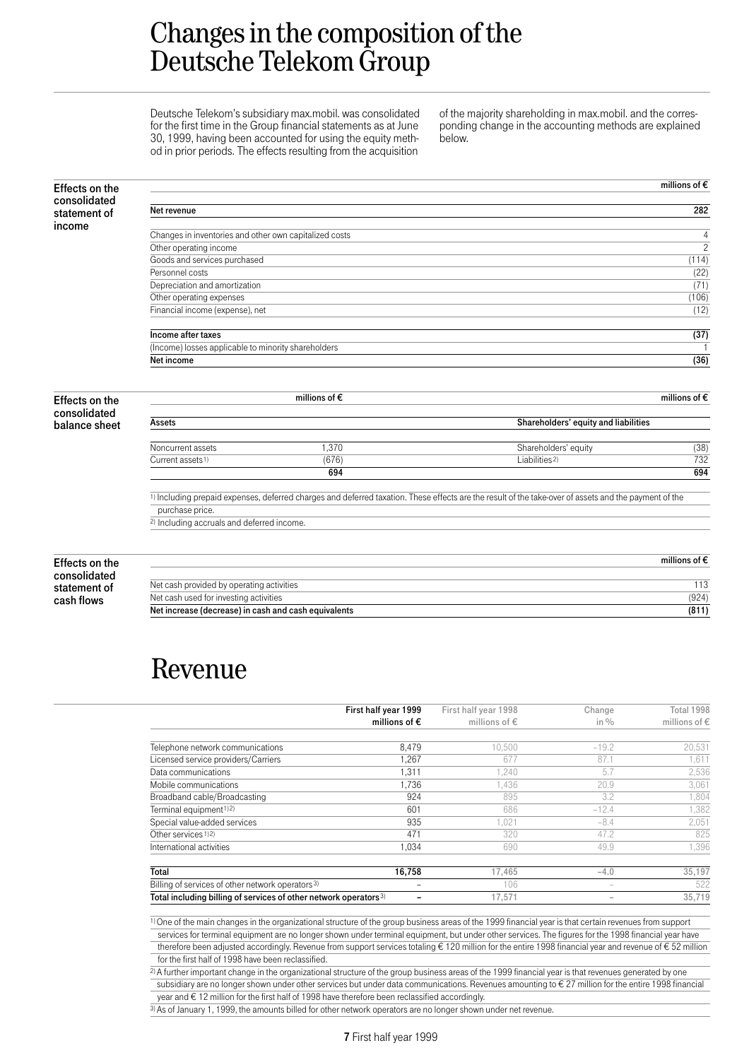# Changes in the composition of the Deutsche Telekom Group

Deutsche Telekom's subsidiary max.mobil. was consolidated for the first time in the Group financial statements as at June 30, 1999, having been accounted for using the equity method in prior periods. The effects resulting from the acquisition of the majority shareholding in max.mobil. and the corresponding change in the accounting methods are explained below.

**Effects on the consolidated statement of income**

| | millions of € |
|---|---|
| **Net revenue** | **282** |
| Changes in inventories and other own capitalized costs | 4 |
| Other operating income | 2 |
| Goods and services purchased | (114) |
| Personnel costs | (22) |
| Depreciation and amortization | (71) |
| Other operating expenses | (106) |
| Financial income (expense), net | (12) |
| **Income after taxes** | **(37)** |
| (Income) losses applicable to minority shareholders | 1 |
| **Net income** | **(36)** |

**Effects on the consolidated balance sheet**

| **Assets** | millions of € | **Shareholders' equity and liabilities** | millions of € |
|---|---|---|---|
| Noncurrent assets | 1,370 | Shareholders' equity | (38) |
| Current assets[1] | (676) | Liabilities[2] | 732 |
| | **694** | | **694** |

[1] Including prepaid expenses, deferred charges and deferred taxation. These effects are the result of the take-over of assets and the payment of the purchase price.

[2] Including accruals and deferred income.

**Effects on the consolidated statement of cash flows**

| | millions of € |
|---|---|
| Net cash provided by operating activities | 113 |
| Net cash used for investing activities | (924) |
| **Net increase (decrease) in cash and cash equivalents** | **(811)** |

# Revenue

| | First half year 1999 millions of € | First half year 1998 millions of € | Change in % | Total 1998 millions of € |
|---|---|---|---|---|
| Telephone network communications | 8,479 | 10,500 | –19.2 | 20,531 |
| Licensed service providers/Carriers | 1,267 | 677 | 87.1 | 1,611 |
| Data communications | 1,311 | 1,240 | 5.7 | 2,536 |
| Mobile communications | 1,736 | 1,436 | 20.9 | 3,061 |
| Broadband cable/Broadcasting | 924 | 895 | 3.2 | 1,804 |
| Terminal equipment[1)2)] | 601 | 686 | –12.4 | 1,382 |
| Special value-added services | 935 | 1,021 | –8.4 | 2,051 |
| Other services[1)2)] | 471 | 320 | 47.2 | 825 |
| International activities | 1,034 | 690 | 49.9 | 1,396 |
| **Total** | **16,758** | 17,465 | –4.0 | 35,197 |
| Billing of services of other network operators[3)] | – | 106 | – | 522 |
| **Total including billing of services of other network operators[3)]** | **–** | 17,571 | – | 35,719 |

[1] One of the main changes in the organizational structure of the group business areas of the 1999 financial year is that certain revenues from support services for terminal equipment are no longer shown under terminal equipment, but under other services. The figures for the 1998 financial year have therefore been adjusted accordingly. Revenue from support services totaling € 120 million for the entire 1998 financial year and revenue of € 52 million for the first half of 1998 have been reclassified.

[2] A further important change in the organizational structure of the group business areas of the 1999 financial year is that revenues generated by one subsidiary are no longer shown under other services but under data communications. Revenues amounting to € 27 million for the entire 1998 financial year and € 12 million for the first half of 1998 have therefore been reclassified accordingly.

[3] As of January 1, 1999, the amounts billed for other network operators are no longer shown under net revenue.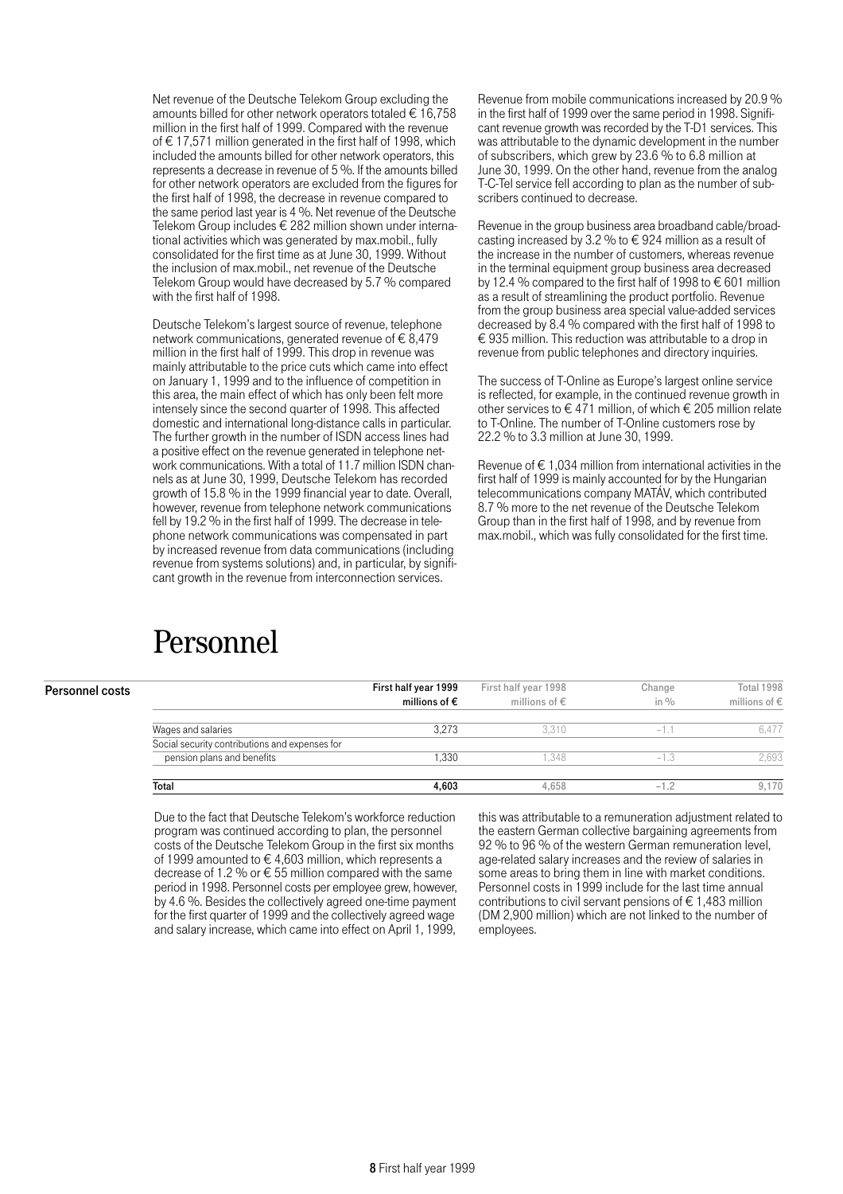Net revenue of the Deutsche Telekom Group excluding the amounts billed for other network operators totaled € 16,758 million in the first half of 1999. Compared with the revenue of € 17,571 million generated in the first half of 1998, which included the amounts billed for other network operators, this represents a decrease in revenue of 5 %. If the amounts billed for other network operators are excluded from the figures for the first half of 1998, the decrease in revenue compared to the same period last year is 4 %. Net revenue of the Deutsche Telekom Group includes € 282 million shown under international activities which was generated by max.mobil., fully consolidated for the first time as at June 30, 1999. Without the inclusion of max.mobil., net revenue of the Deutsche Telekom Group would have decreased by 5.7 % compared with the first half of 1998.

Deutsche Telekom's largest source of revenue, telephone network communications, generated revenue of € 8,479 million in the first half of 1999. This drop in revenue was mainly attributable to the price cuts which came into effect on January 1, 1999 and to the influence of competition in this area, the main effect of which has only been felt more intensely since the second quarter of 1998. This affected domestic and international long-distance calls in particular. The further growth in the number of ISDN access lines had a positive effect on the revenue generated in telephone network communications. With a total of 11.7 million ISDN channels as at June 30, 1999, Deutsche Telekom has recorded growth of 15.8 % in the 1999 financial year to date. Overall, however, revenue from telephone network communications fell by 19.2 % in the first half of 1999. The decrease in telephone network communications was compensated in part by increased revenue from data communications (including revenue from systems solutions) and, in particular, by significant growth in the revenue from interconnection services.

Revenue from mobile communications increased by 20.9 % in the first half of 1999 over the same period in 1998. Significant revenue growth was recorded by the T-D1 services. This was attributable to the dynamic development in the number of subscribers, which grew by 23.6 % to 6.8 million at June 30, 1999. On the other hand, revenue from the analog T-C-Tel service fell according to plan as the number of subscribers continued to decrease.

Revenue in the group business area broadband cable/broadcasting increased by 3.2 % to € 924 million as a result of the increase in the number of customers, whereas revenue in the terminal equipment group business area decreased by 12.4 % compared to the first half of 1998 to € 601 million as a result of streamlining the product portfolio. Revenue from the group business area special value-added services decreased by 8.4 % compared with the first half of 1998 to € 935 million. This reduction was attributable to a drop in revenue from public telephones and directory inquiries.

The success of T-Online as Europe's largest online service is reflected, for example, in the continued revenue growth in other services to € 471 million, of which € 205 million relate to T-Online. The number of T-Online customers rose by 22.2 % to 3.3 million at June 30, 1999.

Revenue of € 1,034 million from international activities in the first half of 1999 is mainly accounted for by the Hungarian telecommunications company MATÁV, which contributed 8.7 % more to the net revenue of the Deutsche Telekom Group than in the first half of 1998, and by revenue from max.mobil., which was fully consolidated for the first time.

# Personnel

**Personnel costs**

| | First half year 1999 millions of € | First half year 1998 millions of € | Change in % | Total 1998 millions of € |
|---|---|---|---|---|
| Wages and salaries | 3,273 | 3,310 | −1.1 | 6,477 |
| Social security contributions and expenses for pension plans and benefits | 1,330 | 1,348 | −1.3 | 2,693 |
| **Total** | **4,603** | 4,658 | −1.2 | 9,170 |

Due to the fact that Deutsche Telekom's workforce reduction program was continued according to plan, the personnel costs of the Deutsche Telekom Group in the first six months of 1999 amounted to € 4,603 million, which represents a decrease of 1.2 % or € 55 million compared with the same period in 1998. Personnel costs per employee grew, however, by 4.6 %. Besides the collectively agreed one-time payment for the first quarter of 1999 and the collectively agreed wage and salary increase, which came into effect on April 1, 1999, this was attributable to a remuneration adjustment related to the eastern German collective bargaining agreements from 92 % to 96 % of the western German remuneration level, age-related salary increases and the review of salaries in some areas to bring them in line with market conditions. Personnel costs in 1999 include for the last time annual contributions to civil servant pensions of € 1,483 million (DM 2,900 million) which are not linked to the number of employees.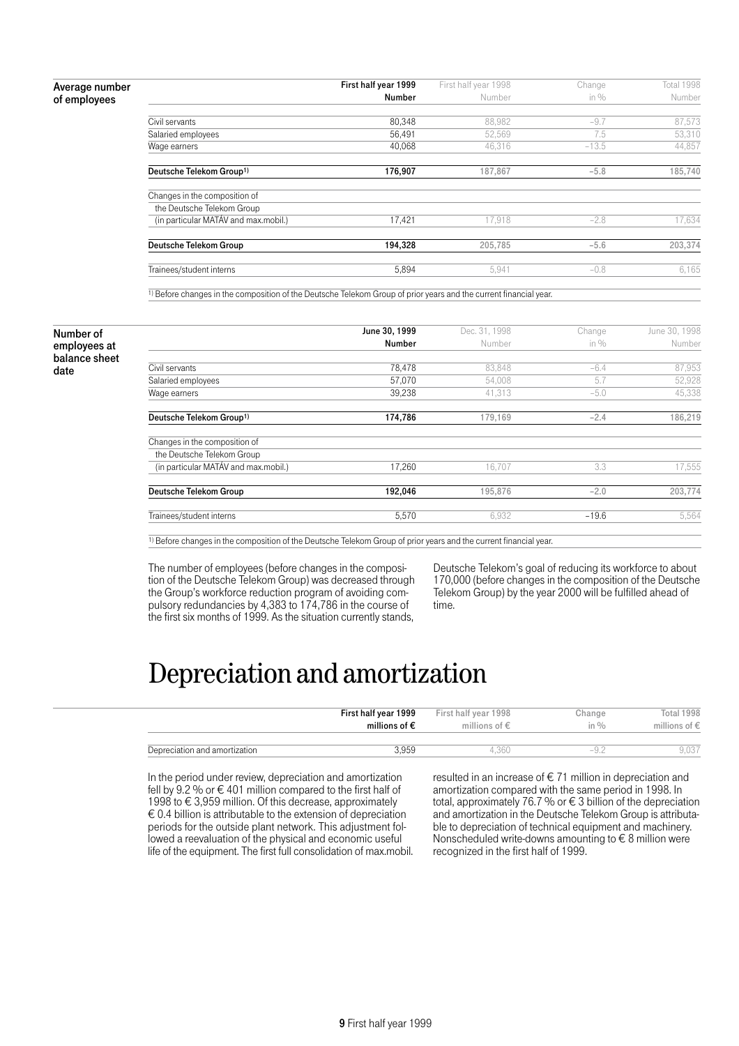### Average number of employees

| | First half year 1999 Number | First half year 1998 Number | Change in % | Total 1998 Number |
|---|---|---|---|---|
| Civil servants | 80,348 | 88,982 | −9.7 | 87,573 |
| Salaried employees | 56,491 | 52,569 | 7.5 | 53,310 |
| Wage earners | 40,068 | 46,316 | −13.5 | 44,857 |
| **Deutsche Telekom Group[1)]** | **176,907** | **187,867** | **−5.8** | **185,740** |
| Changes in the composition of the Deutsche Telekom Group (in particular MATÁV and max.mobil.) | 17,421 | 17,918 | −2.8 | 17,634 |
| **Deutsche Telekom Group** | **194,328** | **205,785** | **−5.6** | **203,374** |
| Trainees/student interns | 5,894 | 5,941 | −0.8 | 6,165 |

[1)] Before changes in the composition of the Deutsche Telekom Group of prior years and the current financial year.

### Number of employees at balance sheet date

| | June 30, 1999 Number | Dec. 31, 1998 Number | Change in % | June 30, 1998 Number |
|---|---|---|---|---|
| Civil servants | 78,478 | 83,848 | −6.4 | 87,953 |
| Salaried employees | 57,070 | 54,008 | 5.7 | 52,928 |
| Wage earners | 39,238 | 41,313 | −5.0 | 45,338 |
| **Deutsche Telekom Group[1)]** | **174,786** | **179,169** | **−2.4** | **186,219** |
| Changes in the composition of the Deutsche Telekom Group (in particular MATÁV and max.mobil.) | 17,260 | 16,707 | 3.3 | 17,555 |
| **Deutsche Telekom Group** | **192,046** | **195,876** | **−2.0** | **203,774** |
| Trainees/student interns | 5,570 | 6,932 | −19.6 | 5,564 |

[1)] Before changes in the composition of the Deutsche Telekom Group of prior years and the current financial year.

The number of employees (before changes in the composition of the Deutsche Telekom Group) was decreased through the Group's workforce reduction program of avoiding compulsory redundancies by 4,383 to 174,786 in the course of the first six months of 1999. As the situation currently stands, Deutsche Telekom's goal of reducing its workforce to about 170,000 (before changes in the composition of the Deutsche Telekom Group) by the year 2000 will be fulfilled ahead of time.

# Depreciation and amortization

| | First half year 1999 millions of € | First half year 1998 millions of € | Change in % | Total 1998 millions of € |
|---|---|---|---|---|
| Depreciation and amortization | 3,959 | 4,360 | −9.2 | 9,037 |

In the period under review, depreciation and amortization fell by 9.2 % or € 401 million compared to the first half of 1998 to € 3,959 million. Of this decrease, approximately € 0.4 billion is attributable to the extension of depreciation periods for the outside plant network. This adjustment followed a reevaluation of the physical and economic useful life of the equipment. The first full consolidation of max.mobil. resulted in an increase of € 71 million in depreciation and amortization compared with the same period in 1998. In total, approximately 76.7 % or € 3 billion of the depreciation and amortization in the Deutsche Telekom Group is attributable to depreciation of technical equipment and machinery. Nonscheduled write-downs amounting to € 8 million were recognized in the first half of 1999.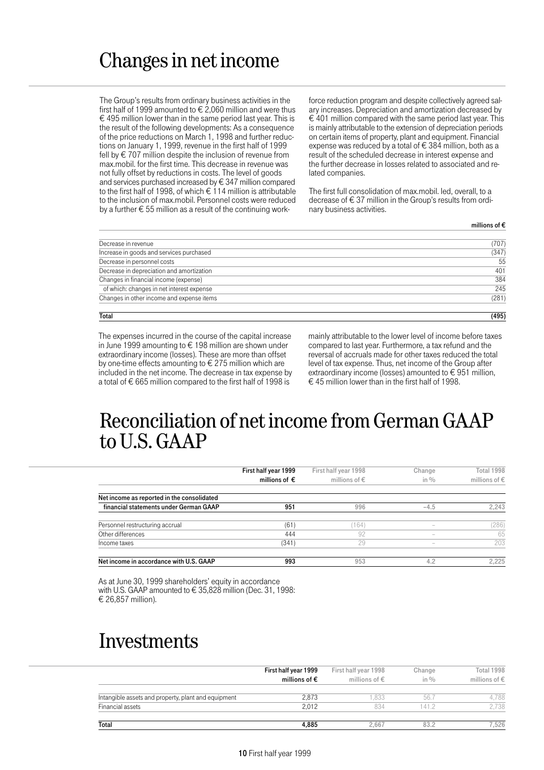# Changes in net income

The Group's results from ordinary business activities in the first half of 1999 amounted to € 2,060 million and were thus € 495 million lower than in the same period last year. This is the result of the following developments: As a consequence of the price reductions on March 1, 1998 and further reductions on January 1, 1999, revenue in the first half of 1999 fell by € 707 million despite the inclusion of revenue from max.mobil. for the first time. This decrease in revenue was not fully offset by reductions in costs. The level of goods and services purchased increased by € 347 million compared to the first half of 1998, of which € 114 million is attributable to the inclusion of max.mobil. Personnel costs were reduced by a further € 55 million as a result of the continuing workforce reduction program and despite collectively agreed salary increases. Depreciation and amortization decreased by € 401 million compared with the same period last year. This is mainly attributable to the extension of depreciation periods on certain items of property, plant and equipment. Financial expense was reduced by a total of € 384 million, both as a result of the scheduled decrease in interest expense and the further decrease in losses related to associated and related companies.

The first full consolidation of max.mobil. led, overall, to a decrease of € 37 million in the Group's results from ordinary business activities.

| | **millions of €** |
|---|---|
| Decrease in revenue | (707) |
| Increase in goods and services purchased | (347) |
| Decrease in personnel costs | 55 |
| Decrease in depreciation and amortization | 401 |
| Changes in financial income (expense) | 384 |
| of which: changes in net interest expense | 245 |
| Changes in other income and expense items | (281) |
| **Total** | **(495)** |

The expenses incurred in the course of the capital increase in June 1999 amounting to € 198 million are shown under extraordinary income (losses). These are more than offset by one-time effects amounting to € 275 million which are included in the net income. The decrease in tax expense by a total of € 665 million compared to the first half of 1998 is mainly attributable to the lower level of income before taxes compared to last year. Furthermore, a tax refund and the reversal of accruals made for other taxes reduced the total level of tax expense. Thus, net income of the Group after extraordinary income (losses) amounted to € 951 million, € 45 million lower than in the first half of 1998.

# Reconciliation of net income from German GAAP to U.S. GAAP

| | **First half year 1999 millions of €** | First half year 1998 millions of € | Change in % | Total 1998 millions of € |
|---|---|---|---|---|
| **Net income as reported in the consolidated financial statements under German GAAP** | **951** | 996 | −4.5 | 2,243 |
| Personnel restructuring accrual | (61) | (164) | – | (286) |
| Other differences | 444 | 92 | – | 65 |
| Income taxes | (341) | 29 | – | 203 |
| **Net income in accordance with U.S. GAAP** | **993** | 953 | 4.2 | 2,225 |

As at June 30, 1999 shareholders' equity in accordance with U.S. GAAP amounted to € 35,828 million (Dec. 31, 1998: € 26,857 million).

# Investments

| | **First half year 1999 millions of €** | First half year 1998 millions of € | Change in % | Total 1998 millions of € |
|---|---|---|---|---|
| Intangible assets and property, plant and equipment | 2,873 | 1,833 | 56.7 | 4,788 |
| Financial assets | 2,012 | 834 | 141.2 | 2,738 |
| **Total** | **4,885** | 2,667 | 83.2 | 7,526 |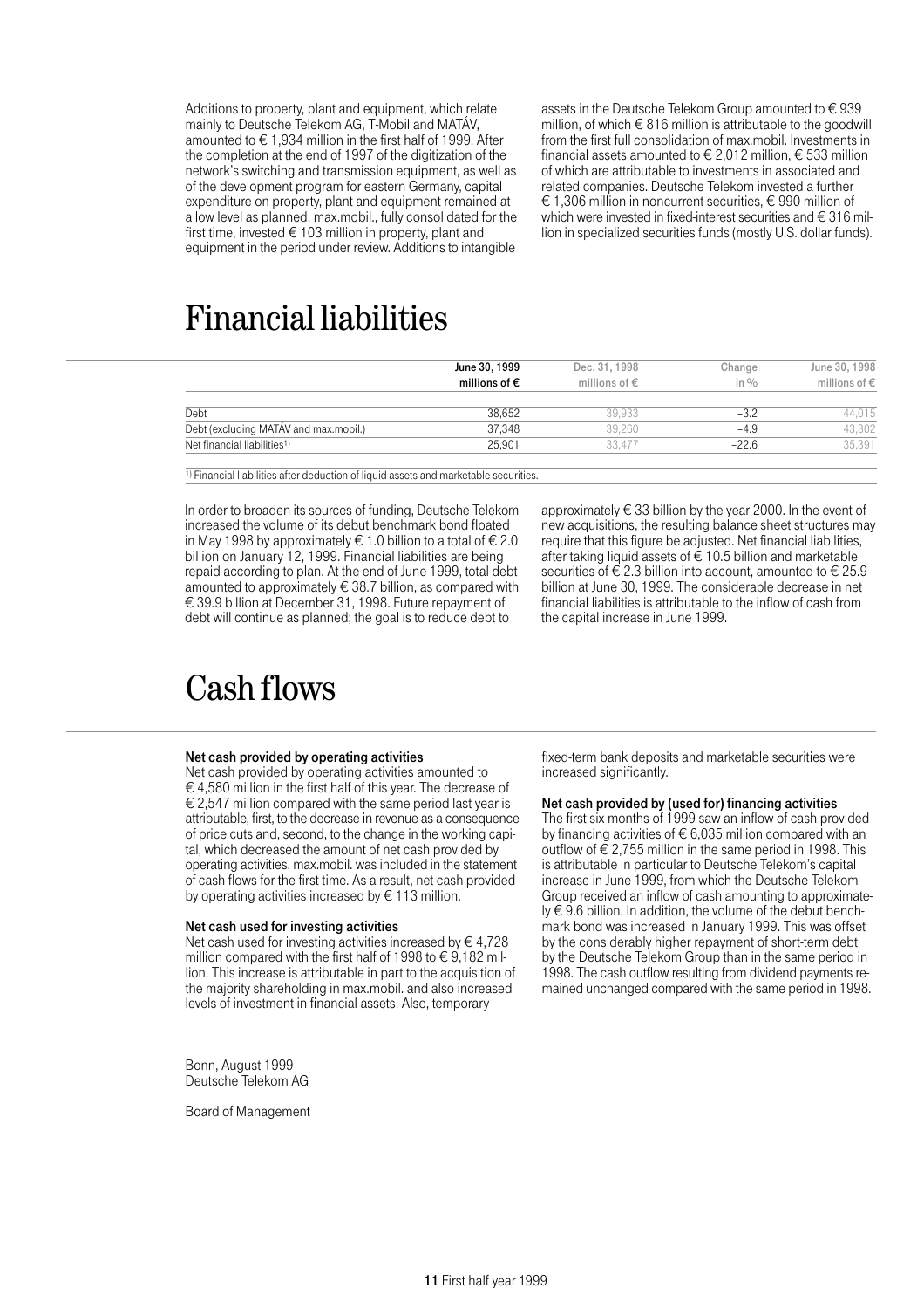Additions to property, plant and equipment, which relate mainly to Deutsche Telekom AG, T-Mobil and MATÁV, amounted to € 1,934 million in the first half of 1999. After the completion at the end of 1997 of the digitization of the network's switching and transmission equipment, as well as of the development program for eastern Germany, capital expenditure on property, plant and equipment remained at a low level as planned. max.mobil., fully consolidated for the first time, invested € 103 million in property, plant and equipment in the period under review. Additions to intangible assets in the Deutsche Telekom Group amounted to € 939 million, of which € 816 million is attributable to the goodwill from the first full consolidation of max.mobil. Investments in financial assets amounted to € 2,012 million, € 533 million of which are attributable to investments in associated and related companies. Deutsche Telekom invested a further € 1,306 million in noncurrent securities, € 990 million of which were invested in fixed-interest securities and € 316 million in specialized securities funds (mostly U.S. dollar funds).

# Financial liabilities

| | June 30, 1999 millions of € | Dec. 31, 1998 millions of € | Change in % | June 30, 1998 millions of € |
|---|---|---|---|---|
| Debt | 38,652 | 39,933 | −3.2 | 44,015 |
| Debt (excluding MATÁV and max.mobil.) | 37,348 | 39,260 | −4.9 | 43,302 |
| Net financial liabilities[1] | 25,901 | 33,477 | −22.6 | 35,391 |

[1] Financial liabilities after deduction of liquid assets and marketable securities.

In order to broaden its sources of funding, Deutsche Telekom increased the volume of its debut benchmark bond floated in May 1998 by approximately € 1.0 billion to a total of € 2.0 billion on January 12, 1999. Financial liabilities are being repaid according to plan. At the end of June 1999, total debt amounted to approximately € 38.7 billion, as compared with € 39.9 billion at December 31, 1998. Future repayment of debt will continue as planned; the goal is to reduce debt to approximately € 33 billion by the year 2000. In the event of new acquisitions, the resulting balance sheet structures may require that this figure be adjusted. Net financial liabilities, after taking liquid assets of € 10.5 billion and marketable securities of € 2.3 billion into account, amounted to € 25.9 billion at June 30, 1999. The considerable decrease in net financial liabilities is attributable to the inflow of cash from the capital increase in June 1999.

# Cash flows

**Net cash provided by operating activities**
Net cash provided by operating activities amounted to € 4,580 million in the first half of this year. The decrease of € 2,547 million compared with the same period last year is attributable, first, to the decrease in revenue as a consequence of price cuts and, second, to the change in the working capital, which decreased the amount of net cash provided by operating activities. max.mobil. was included in the statement of cash flows for the first time. As a result, net cash provided by operating activities increased by € 113 million.

**Net cash used for investing activities**
Net cash used for investing activities increased by € 4,728 million compared with the first half of 1998 to € 9,182 million. This increase is attributable in part to the acquisition of the majority shareholding in max.mobil. and also increased levels of investment in financial assets. Also, temporary fixed-term bank deposits and marketable securities were increased significantly.

**Net cash provided by (used for) financing activities**
The first six months of 1999 saw an inflow of cash provided by financing activities of € 6,035 million compared with an outflow of € 2,755 million in the same period in 1998. This is attributable in particular to Deutsche Telekom's capital increase in June 1999, from which the Deutsche Telekom Group received an inflow of cash amounting to approximately € 9.6 billion. In addition, the volume of the debut benchmark bond was increased in January 1999. This was offset by the considerably higher repayment of short-term debt by the Deutsche Telekom Group than in the same period in 1998. The cash outflow resulting from dividend payments remained unchanged compared with the same period in 1998.

Bonn, August 1999
Deutsche Telekom AG

Board of Management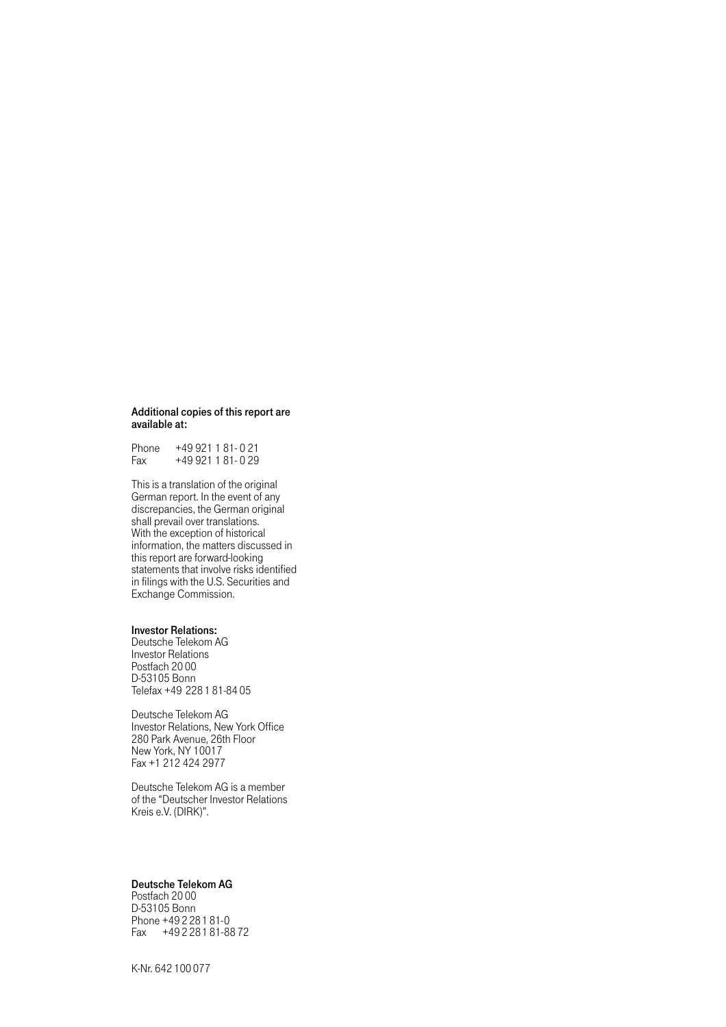**Additional copies of this report are available at:**

Phone +49 921 1 81- 0 21
Fax +49 921 1 81- 0 29

This is a translation of the original German report. In the event of any discrepancies, the German original shall prevail over translations. With the exception of historical information, the matters discussed in this report are forward-looking statements that involve risks identified in filings with the U.S. Securities and Exchange Commission.

**Investor Relations:**
Deutsche Telekom AG
Investor Relations
Postfach 20 00
D-53105 Bonn
Telefax +49 228 1 81-84 05

Deutsche Telekom AG
Investor Relations, New York Office
280 Park Avenue, 26th Floor
New York, NY 10017
Fax +1 212 424 2977

Deutsche Telekom AG is a member of the "Deutscher Investor Relations Kreis e.V. (DIRK)".

**Deutsche Telekom AG**
Postfach 20 00
D-53105 Bonn
Phone +49 2 28 1 81-0
Fax +49 2 28 1 81-88 72

K-Nr. 642 100 077